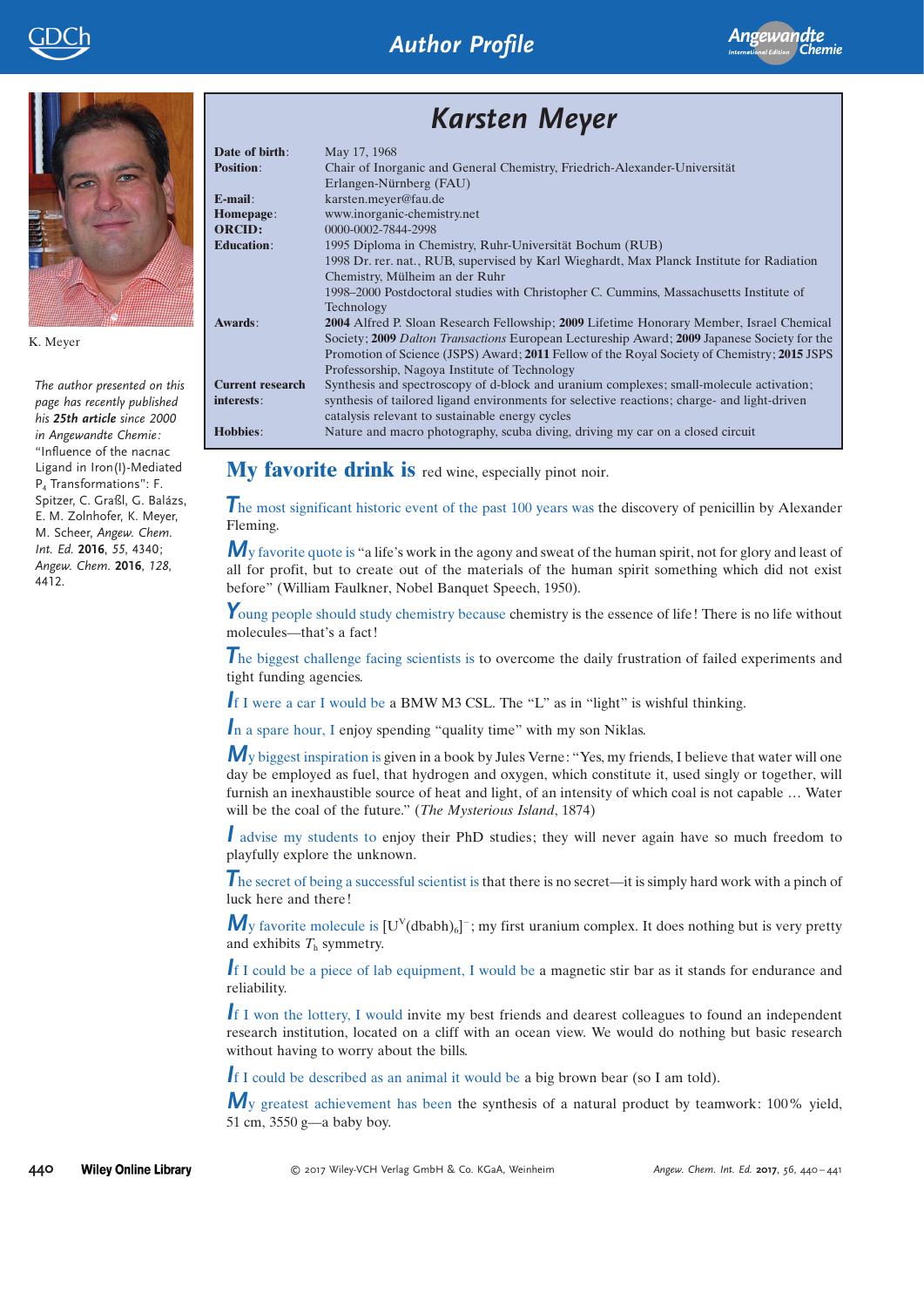# Karsten Meyer

K. Meyer

*The author presented on this page has recently published his **25th article** since 2000 in Angewandte Chemie:* "Influence of the nacnac Ligand in Iron(I)-Mediated $P_4$ Transformations": F. Spitzer, C. Graßl, G. Balázs, E. M. Zolnhofer, K. Meyer, M. Scheer, *Angew. Chem. Int. Ed.* **2016**, *55*, 4340; *Angew. Chem.* **2016**, *128*, 4412.

| | |
|---|---|
| **Date of birth**: | May 17, 1968 |
| **Position**: | Chair of Inorganic and General Chemistry, Friedrich-Alexander-Universität Erlangen-Nürnberg (FAU) |
| **E-mail**: | karsten.meyer@fau.de |
| **Homepage**: | www.inorganic-chemistry.net |
| **ORCID:** | 0000-0002-7844-2998 |
| **Education**: | 1995 Diploma in Chemistry, Ruhr-Universität Bochum (RUB)<br>1998 Dr. rer. nat., RUB, supervised by Karl Wieghardt, Max Planck Institute for Radiation Chemistry, Mülheim an der Ruhr<br>1998–2000 Postdoctoral studies with Christopher C. Cummins, Massachusetts Institute of Technology |
| **Awards**: | **2004** Alfred P. Sloan Research Fellowship; **2009** Lifetime Honorary Member, Israel Chemical Society; **2009** *Dalton Transactions* European Lectureship Award; **2009** Japanese Society for the Promotion of Science (JSPS) Award; **2011** Fellow of the Royal Society of Chemistry; **2015** JSPS Professorship, Nagoya Institute of Technology |
| **Current research interests**: | Synthesis and spectroscopy of d-block and uranium complexes; small-molecule activation; synthesis of tailored ligand environments for selective reactions; charge- and light-driven catalysis relevant to sustainable energy cycles |
| **Hobbies**: | Nature and macro photography, scuba diving, driving my car on a closed circuit |

**My favorite drink is** red wine, especially pinot noir.

**The most significant historic event of the past 100 years was** the discovery of penicillin by Alexander Fleming.

**My favorite quote is** "a life's work in the agony and sweat of the human spirit, not for glory and least of all for profit, but to create out of the materials of the human spirit something which did not exist before" (William Faulkner, Nobel Banquet Speech, 1950).

**Young people should study chemistry because** chemistry is the essence of life! There is no life without molecules—that's a fact!

**The biggest challenge facing scientists is** to overcome the daily frustration of failed experiments and tight funding agencies.

**If I were a car I would be** a BMW M3 CSL. The "L" as in "light" is wishful thinking.

**In a spare hour, I** enjoy spending "quality time" with my son Niklas.

**My biggest inspiration is** given in a book by Jules Verne: "Yes, my friends, I believe that water will one day be employed as fuel, that hydrogen and oxygen, which constitute it, used singly or together, will furnish an inexhaustible source of heat and light, of an intensity of which coal is not capable … Water will be the coal of the future." (*The Mysterious Island*, 1874)

**I advise my students to** enjoy their PhD studies; they will never again have so much freedom to playfully explore the unknown.

**The secret of being a successful scientist is** that there is no secret—it is simply hard work with a pinch of luck here and there!

**My favorite molecule is** $[U^{V}(dbabh)_6]^-$; my first uranium complex. It does nothing but is very pretty and exhibits $T_h$ symmetry.

**If I could be a piece of lab equipment, I would be** a magnetic stir bar as it stands for endurance and reliability.

**If I won the lottery, I would** invite my best friends and dearest colleagues to found an independent research institution, located on a cliff with an ocean view. We would do nothing but basic research without having to worry about the bills.

**If I could be described as an animal it would be** a big brown bear (so I am told).

**My greatest achievement has been** the synthesis of a natural product by teamwork: 100% yield, 51 cm, 3550 g—a baby boy.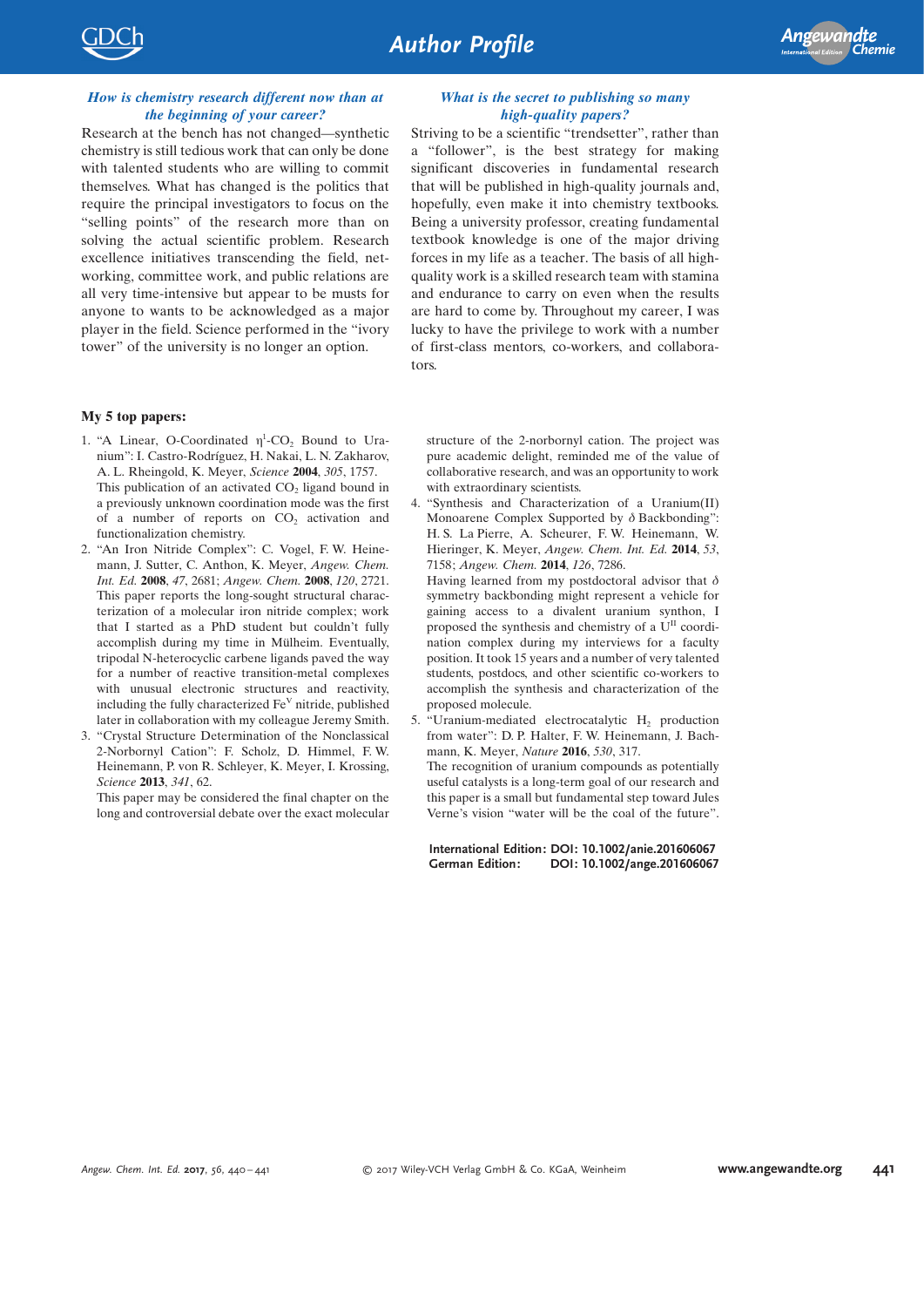### How is chemistry research different now than at the beginning of your career?

Research at the bench has not changed—synthetic chemistry is still tedious work that can only be done with talented students who are willing to commit themselves. What has changed is the politics that require the principal investigators to focus on the "selling points" of the research more than on solving the actual scientific problem. Research excellence initiatives transcending the field, networking, committee work, and public relations are all very time-intensive but appear to be musts for anyone to wants to be acknowledged as a major player in the field. Science performed in the "ivory tower" of the university is no longer an option.

### What is the secret to publishing so many high-quality papers?

Striving to be a scientific "trendsetter", rather than a "follower", is the best strategy for making significant discoveries in fundamental research that will be published in high-quality journals and, hopefully, even make it into chemistry textbooks. Being a university professor, creating fundamental textbook knowledge is one of the major driving forces in my life as a teacher. The basis of all high-quality work is a skilled research team with stamina and endurance to carry on even when the results are hard to come by. Throughout my career, I was lucky to have the privilege to work with a number of first-class mentors, co-workers, and collaborators.

**My 5 top papers:**

1. "A Linear, O-Coordinated $\eta^1$-$CO_2$ Bound to Uranium": I. Castro-Rodríguez, H. Nakai, L. N. Zakharov, A. L. Rheingold, K. Meyer, *Science* **2004**, *305*, 1757.
   This publication of an activated $CO_2$ ligand bound in a previously unknown coordination mode was the first of a number of reports on $CO_2$ activation and functionalization chemistry.
2. "An Iron Nitride Complex": C. Vogel, F. W. Heinemann, J. Sutter, C. Anthon, K. Meyer, *Angew. Chem. Int. Ed.* **2008**, *47*, 2681; *Angew. Chem.* **2008**, *120*, 2721.
   This paper reports the long-sought structural characterization of a molecular iron nitride complex; work that I started as a PhD student but couldn't fully accomplish during my time in Mülheim. Eventually, tripodal N-heterocyclic carbene ligands paved the way for a number of reactive transition-metal complexes with unusual electronic structures and reactivity, including the fully characterized $Fe^V$ nitride, published later in collaboration with my colleague Jeremy Smith.
3. "Crystal Structure Determination of the Nonclassical 2-Norbornyl Cation": F. Scholz, D. Himmel, F. W. Heinemann, P. von R. Schleyer, K. Meyer, I. Krossing, *Science* **2013**, *341*, 62.
   This paper may be considered the final chapter on the long and controversial debate over the exact molecular structure of the 2-norbornyl cation. The project was pure academic delight, reminded me of the value of collaborative research, and was an opportunity to work with extraordinary scientists.
4. "Synthesis and Characterization of a Uranium(II) Monoarene Complex Supported by δ Backbonding": H. S. La Pierre, A. Scheurer, F. W. Heinemann, W. Hieringer, K. Meyer, *Angew. Chem. Int. Ed.* **2014**, *53*, 7158; *Angew. Chem.* **2014**, *126*, 7286.
   Having learned from my postdoctoral advisor that δ symmetry backbonding might represent a vehicle for gaining access to a divalent uranium synthon, I proposed the synthesis and chemistry of a $U^{II}$ coordination complex during my interviews for a faculty position. It took 15 years and a number of very talented students, postdocs, and other scientific co-workers to accomplish the synthesis and characterization of the proposed molecule.
5. "Uranium-mediated electrocatalytic $H_2$ production from water": D. P. Halter, F. W. Heinemann, J. Bachmann, K. Meyer, *Nature* **2016**, *530*, 317.
   The recognition of uranium compounds as potentially useful catalysts is a long-term goal of our research and this paper is a small but fundamental step toward Jules Verne's vision "water will be the coal of the future".

**International Edition:** DOI: 10.1002/anie.201606067
**German Edition:** DOI: 10.1002/ange.201606067